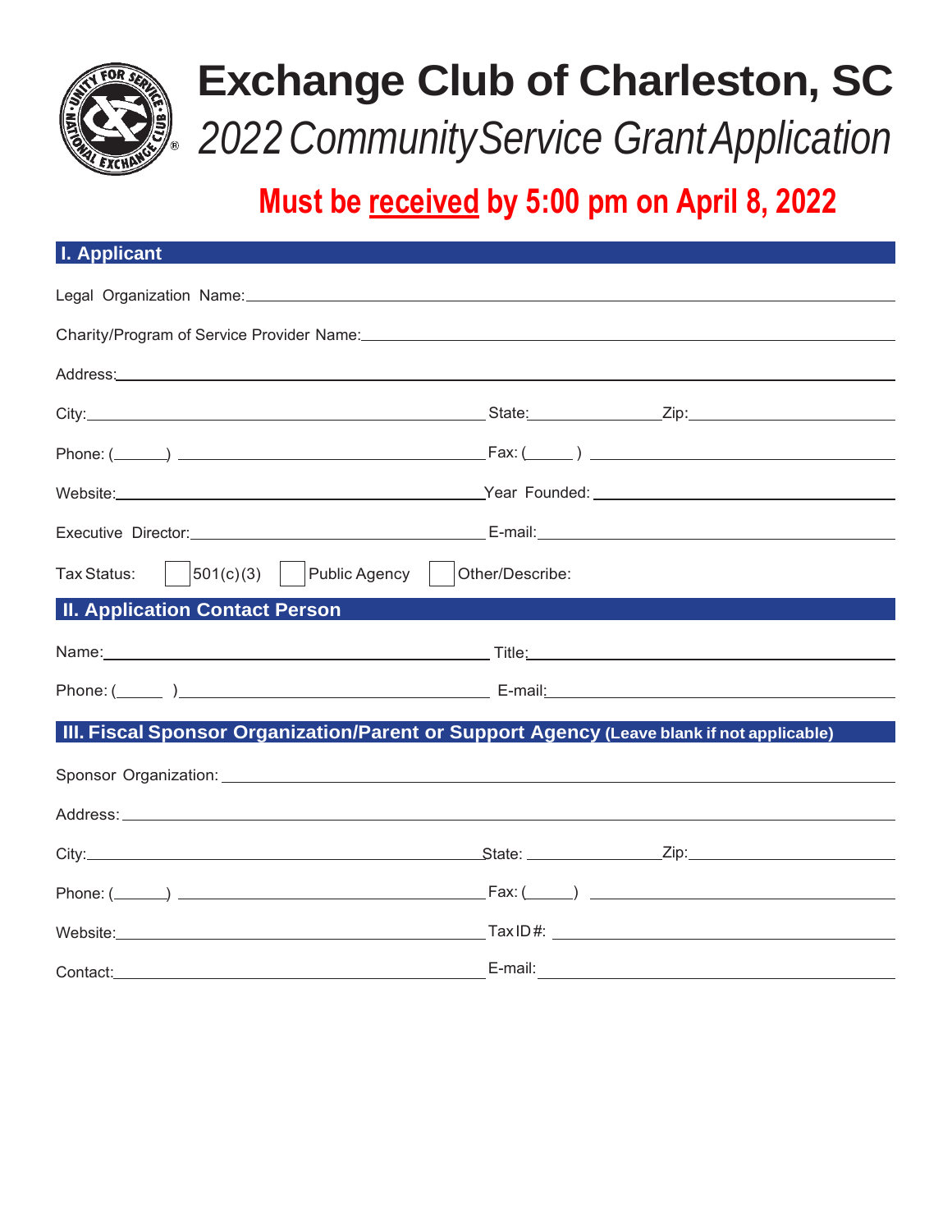# Exchange Club of Charleston, SC

## *2022 Community Service Grant Application*

**Must be <u>received</u> by 5:00 pm on April 8, 2022**

## I. Applicant

Legal Organization Name: \_\_\_\_\_\_\_\_\_\_\_\_\_\_\_\_\_\_\_\_\_\_\_\_\_\_\_\_\_\_\_\_\_\_\_\_\_\_\_\_

Charity/Program of Service Provider Name: \_\_\_\_\_\_\_\_\_\_\_\_\_\_\_\_\_\_\_\_\_\_\_\_\_\_\_\_\_\_\_\_\_\_\_\_\_\_\_\_

Address: \_\_\_\_\_\_\_\_\_\_\_\_\_\_\_\_\_\_\_\_\_\_\_\_\_\_\_\_\_\_\_\_\_\_\_\_\_\_\_\_

City: \_\_\_\_\_\_\_\_\_\_\_\_\_\_\_\_\_\_\_\_ State: \_\_\_\_\_\_\_\_\_\_ Zip: \_\_\_\_\_\_\_\_\_\_

Phone: (\_\_\_\_\_\_) \_\_\_\_\_\_\_\_\_\_\_\_\_\_\_\_\_\_\_\_ Fax: (\_\_\_\_\_\_) \_\_\_\_\_\_\_\_\_\_\_\_\_\_\_\_\_\_\_\_

Website: \_\_\_\_\_\_\_\_\_\_\_\_\_\_\_\_\_\_\_\_ Year Founded: \_\_\_\_\_\_\_\_\_\_\_\_\_\_\_\_\_\_\_\_

Executive Director: \_\_\_\_\_\_\_\_\_\_\_\_\_\_\_\_\_\_\_\_ E-mail: \_\_\_\_\_\_\_\_\_\_\_\_\_\_\_\_\_\_\_\_

Tax Status: ☐ 501(c)(3) ☐ Public Agency ☐ Other/Describe:

## II. Application Contact Person

Name: \_\_\_\_\_\_\_\_\_\_\_\_\_\_\_\_\_\_\_\_ Title: \_\_\_\_\_\_\_\_\_\_\_\_\_\_\_\_\_\_\_\_

Phone: (\_\_\_\_\_\_) \_\_\_\_\_\_\_\_\_\_\_\_\_\_\_\_\_\_\_\_ E-mail: \_\_\_\_\_\_\_\_\_\_\_\_\_\_\_\_\_\_\_\_

## III. Fiscal Sponsor Organization/Parent or Support Agency (Leave blank if not applicable)

Sponsor Organization: \_\_\_\_\_\_\_\_\_\_\_\_\_\_\_\_\_\_\_\_\_\_\_\_\_\_\_\_\_\_\_\_\_\_\_\_\_\_\_\_

Address: \_\_\_\_\_\_\_\_\_\_\_\_\_\_\_\_\_\_\_\_\_\_\_\_\_\_\_\_\_\_\_\_\_\_\_\_\_\_\_\_

City: \_\_\_\_\_\_\_\_\_\_\_\_\_\_\_\_\_\_\_\_ State: \_\_\_\_\_\_\_\_\_\_ Zip: \_\_\_\_\_\_\_\_\_\_

Phone: (\_\_\_\_\_\_) \_\_\_\_\_\_\_\_\_\_\_\_\_\_\_\_\_\_\_\_ Fax: (\_\_\_\_\_\_) \_\_\_\_\_\_\_\_\_\_\_\_\_\_\_\_\_\_\_\_

Website: \_\_\_\_\_\_\_\_\_\_\_\_\_\_\_\_\_\_\_\_ Tax ID #: \_\_\_\_\_\_\_\_\_\_\_\_\_\_\_\_\_\_\_\_

Contact: \_\_\_\_\_\_\_\_\_\_\_\_\_\_\_\_\_\_\_\_ E-mail: \_\_\_\_\_\_\_\_\_\_\_\_\_\_\_\_\_\_\_\_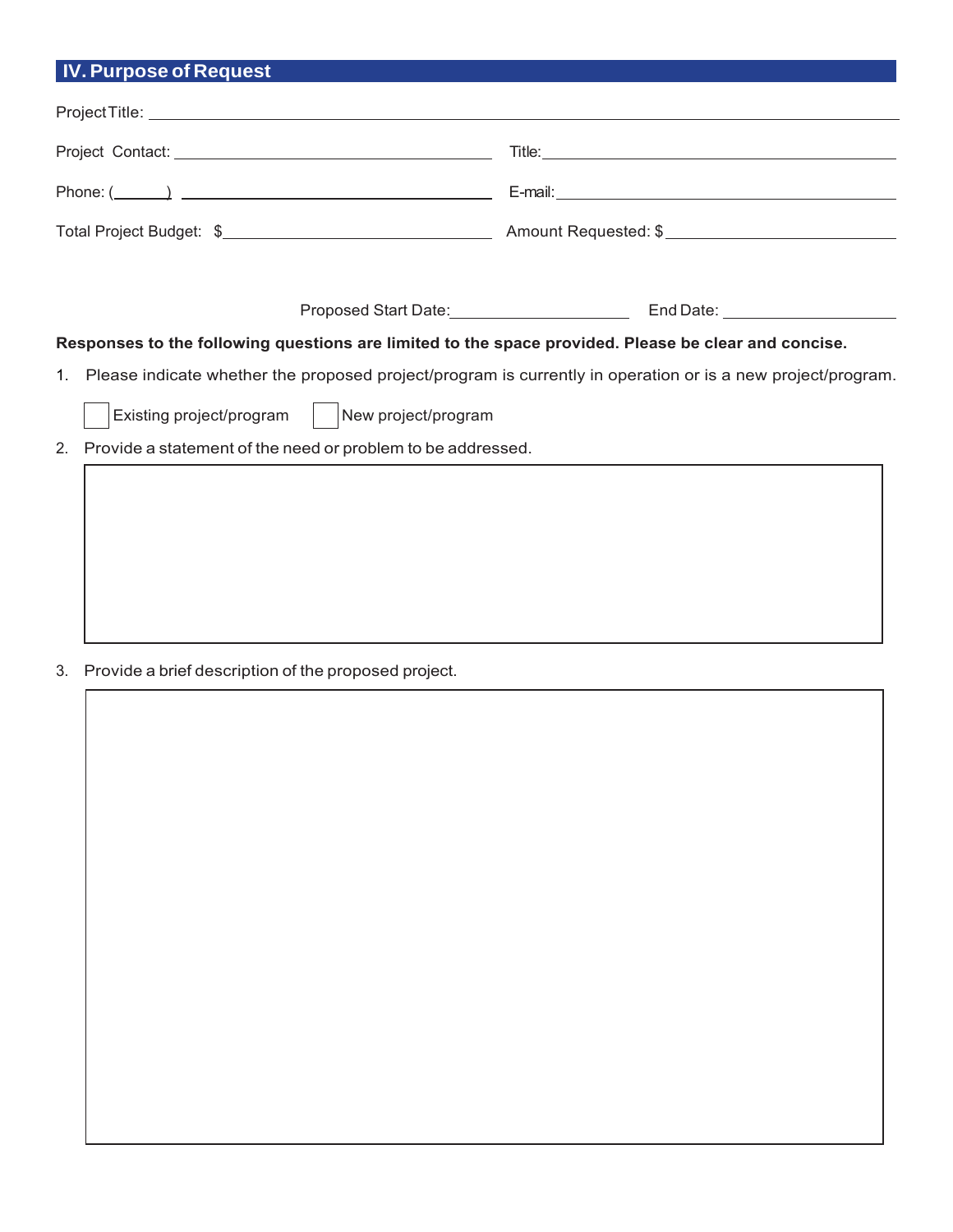## IV. Purpose of Request

Project Title: ______________________________________________

Project Contact: ______________________ Title: ______________________

Phone: (______) ______________________ E-mail: ______________________

Total Project Budget: $______________________ Amount Requested: $______________________

Proposed Start Date: ______________ End Date: ______________

**Responses to the following questions are limited to the space provided. Please be clear and concise.**

1. Please indicate whether the proposed project/program is currently in operation or is a new project/program.

   ☐ Existing project/program ☐ New project/program

2. Provide a statement of the need or problem to be addressed.

3. Provide a brief description of the proposed project.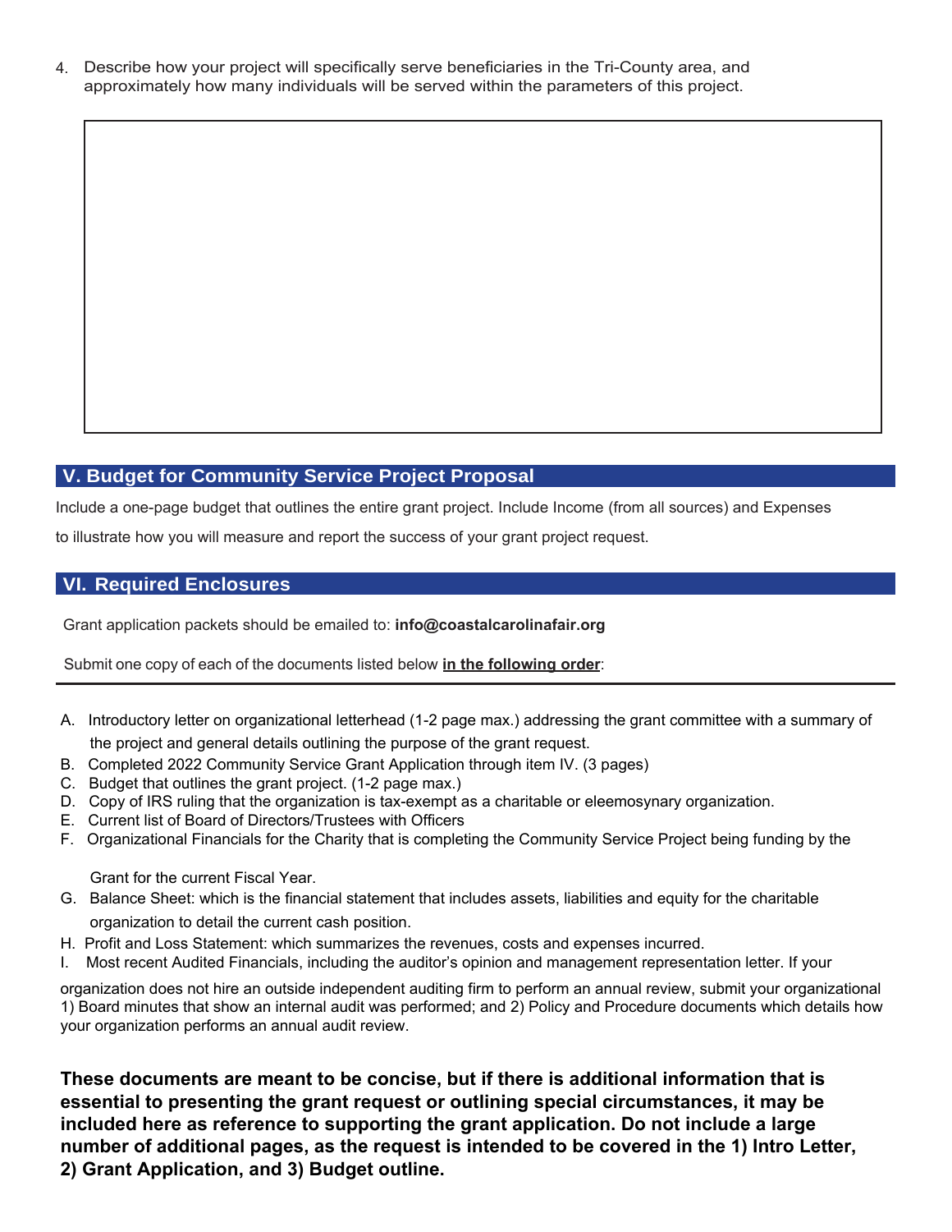4. Describe how your project will specifically serve beneficiaries in the Tri-County area, and approximately how many individuals will be served within the parameters of this project.

## V. Budget for Community Service Project Proposal

Include a one-page budget that outlines the entire grant project. Include Income (from all sources) and Expenses to illustrate how you will measure and report the success of your grant project request.

## VI. Required Enclosures

Grant application packets should be emailed to: **info@coastalcarolinafair.org**

Submit one copy of each of the documents listed below **in the following order**:

---

A. Introductory letter on organizational letterhead (1-2 page max.) addressing the grant committee with a summary of the project and general details outlining the purpose of the grant request.
B. Completed 2022 Community Service Grant Application through item IV. (3 pages)
C. Budget that outlines the grant project. (1-2 page max.)
D. Copy of IRS ruling that the organization is tax-exempt as a charitable or eleemosynary organization.
E. Current list of Board of Directors/Trustees with Officers
F. Organizational Financials for the Charity that is completing the Community Service Project being funding by the Grant for the current Fiscal Year.
G. Balance Sheet: which is the financial statement that includes assets, liabilities and equity for the charitable organization to detail the current cash position.
H. Profit and Loss Statement: which summarizes the revenues, costs and expenses incurred.
I. Most recent Audited Financials, including the auditor's opinion and management representation letter. If your organization does not hire an outside independent auditing firm to perform an annual review, submit your organizational 1) Board minutes that show an internal audit was performed; and 2) Policy and Procedure documents which details how your organization performs an annual audit review.

**These documents are meant to be concise, but if there is additional information that is essential to presenting the grant request or outlining special circumstances, it may be included here as reference to supporting the grant application. Do not include a large number of additional pages, as the request is intended to be covered in the 1) Intro Letter, 2) Grant Application, and 3) Budget outline.**